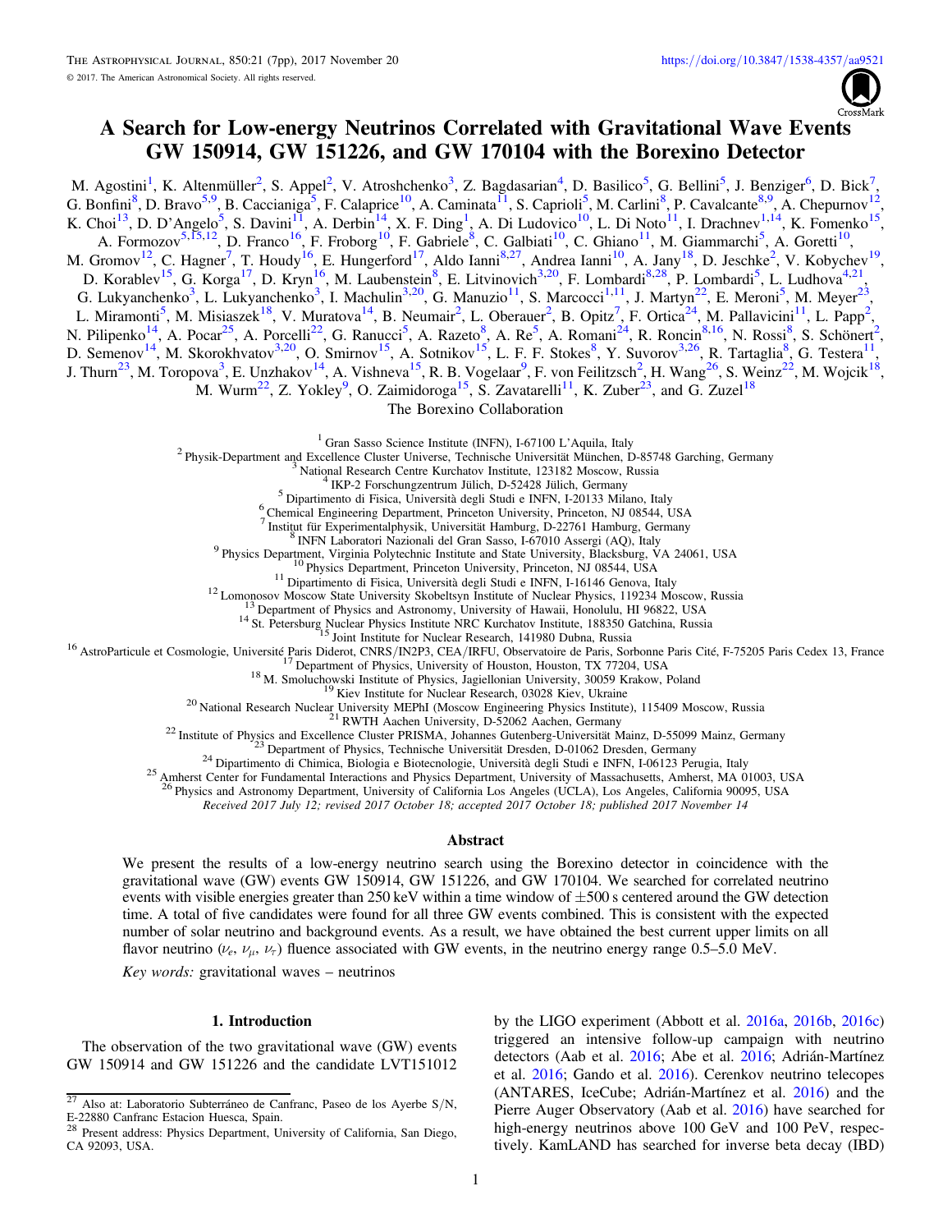# A Search for Low-energy Neutrinos Correlated with Gravitational Wave Events GW 150914, GW 151226, and GW 170104 with the Borexino Detector

M. Agostini[1], K. Altenmüller[2], S. Appel[2], V. Atroshchenko[3], Z. Bagdasarian[4], D. Basilico[5], G. Bellini[5], J. Benziger[6], D. Bick[7], G. Bonfini[8], D. Bravo[5,9], B. Caccianiga[5], F. Calaprice[10], A. Caminata[11], S. Caprioli[5], M. Carlini[8], P. Cavalcante[8,9], A. Chepurnov[12], K. Choi[13], D. D'Angelo[5], S. Davini[11], A. Derbin[14], X. F. Ding[1], A. Di Ludovico[10], L. Di Noto[11], I. Drachnev[1,14], K. Fomenko[15], A. Formozov[5,15,12], D. Franco[16], F. Froborg[10], F. Gabriele[8], C. Galbiati[10], C. Ghiano[11], M. Giammarchi[5], A. Goretti[10], M. Gromov[12], C. Hagner[7], T. Houdy[16], E. Hungerford[17], Aldo Ianni[8,27], Andrea Ianni[10], A. Jany[18], D. Jeschke[2], V. Kobychev[19], D. Korablev[15], G. Korga[17], D. Kryn[16], M. Laubenstein[8], E. Litvinovich[3,20], F. Lombardi[8,28], P. Lombardi[5], L. Ludhova[4,21], G. Lukyanchenko[3], L. Lukyanchenko[3], I. Machulin[3,20], G. Manuzio[11], S. Marcocci[1,11], J. Martyn[22], E. Meroni[5], M. Meyer[23], L. Miramonti[5], M. Misiaszek[18], V. Muratova[14], B. Neumair[2], L. Oberauer[2], B. Opitz[7], F. Ortica[24], M. Pallavicini[11], L. Papp[2], N. Pilipenko[14], A. Pocar[25], A. Porcelli[22], G. Ranucci[5], A. Razeto[8], A. Re[5], A. Romani[24], R. Roncin[8,16], N. Rossi[8], S. Schönert[2], D. Semenov[14], M. Skorokhvatov[3,20], O. Smirnov[15], A. Sotnikov[15], L. F. F. Stokes[8], Y. Suvorov[3,26], R. Tartaglia[8], G. Testera[11], J. Thurn[23], M. Toropova[3], E. Unzhakov[14], A. Vishneva[15], R. B. Vogelaar[9], F. von Feilitzsch[2], H. Wang[26], S. Weinz[22], M. Wojcik[18], M. Wurm[22], Z. Yokley[9], O. Zaimidoroga[15], S. Zavatarelli[11], K. Zuber[23], and G. Zuzel[18]

The Borexino Collaboration

[1] Gran Sasso Science Institute (INFN), I-67100 L'Aquila, Italy
[2] Physik-Department and Excellence Cluster Universe, Technische Universität München, D-85748 Garching, Germany
[3] National Research Centre Kurchatov Institute, 123182 Moscow, Russia
[4] IKP-2 Forschungzentrum Jülich, D-52428 Jülich, Germany
[5] Dipartimento di Fisica, Università degli Studi e INFN, I-20133 Milano, Italy
[6] Chemical Engineering Department, Princeton University, Princeton, NJ 08544, USA
[7] Institut für Experimentalphysik, Universität Hamburg, D-22761 Hamburg, Germany
[8] INFN Laboratori Nazionali del Gran Sasso, I-67010 Assergi (AQ), Italy
[9] Physics Department, Virginia Polytechnic Institute and State University, Blacksburg, VA 24061, USA
[10] Physics Department, Princeton University, Princeton, NJ 08544, USA
[11] Dipartimento di Fisica, Università degli Studi e INFN, I-16146 Genova, Italy
[12] Lomonosov Moscow State University Skobeltsyn Institute of Nuclear Physics, 119234 Moscow, Russia
[13] Department of Physics and Astronomy, University of Hawaii, Honolulu, HI 96822, USA
[14] St. Petersburg Nuclear Physics Institute NRC Kurchatov Institute, 188350 Gatchina, Russia
[15] Joint Institute for Nuclear Research, 141980 Dubna, Russia
[16] AstroParticule et Cosmologie, Université Paris Diderot, CNRS/IN2P3, CEA/IRFU, Observatoire de Paris, Sorbonne Paris Cité, F-75205 Paris Cedex 13, France
[17] Department of Physics, University of Houston, Houston, TX 77204, USA
[18] M. Smoluchowski Institute of Physics, Jagiellonian University, 30059 Krakow, Poland
[19] Kiev Institute for Nuclear Research, 03028 Kiev, Ukraine
[20] National Research Nuclear University MEPhI (Moscow Engineering Physics Institute), 115409 Moscow, Russia
[21] RWTH Aachen University, D-52062 Aachen, Germany
[22] Institute of Physics and Excellence Cluster PRISMA, Johannes Gutenberg-Universität Mainz, D-55099 Mainz, Germany
[23] Department of Physics, Technische Universität Dresden, D-01062 Dresden, Germany
[24] Dipartimento di Chimica, Biologia e Biotecnologie, Università degli Studi e INFN, I-06123 Perugia, Italy
[25] Amherst Center for Fundamental Interactions and Physics Department, University of Massachusetts, Amherst, MA 01003, USA
[26] Physics and Astronomy Department, University of California Los Angeles (UCLA), Los Angeles, California 90095, USA

*Received 2017 July 12; revised 2017 October 18; accepted 2017 October 18; published 2017 November 14*

## Abstract

We present the results of a low-energy neutrino search using the Borexino detector in coincidence with the gravitational wave (GW) events GW 150914, GW 151226, and GW 170104. We searched for correlated neutrino events with visible energies greater than 250 keV within a time window of ±500 s centered around the GW detection time. A total of five candidates were found for all three GW events combined. This is consistent with the expected number of solar neutrino and background events. As a result, we have obtained the best current upper limits on all flavor neutrino ($\nu_e$, $\nu_\mu$, $\nu_\tau$) fluence associated with GW events, in the neutrino energy range 0.5–5.0 MeV.

*Key words:* gravitational waves – neutrinos

## 1. Introduction

The observation of the two gravitational wave (GW) events GW 150914 and GW 151226 and the candidate LVT151012 by the LIGO experiment (Abbott et al. 2016a, 2016b, 2016c) triggered an intensive follow-up campaign with neutrino detectors (Aab et al. 2016; Abe et al. 2016; Adrián-Martínez et al. 2016; Gando et al. 2016). Cerenkov neutrino telecopes (ANTARES, IceCube; Adrián-Martínez et al. 2016) and the Pierre Auger Observatory (Aab et al. 2016) have searched for high-energy neutrinos above 100 GeV and 100 PeV, respectively. KamLAND has searched for inverse beta decay (IBD)

[27] Also at: Laboratorio Subterráneo de Canfranc, Paseo de los Ayerbe S/N, E-22880 Canfranc Estacion Huesca, Spain.

[28] Present address: Physics Department, University of California, San Diego, CA 92093, USA.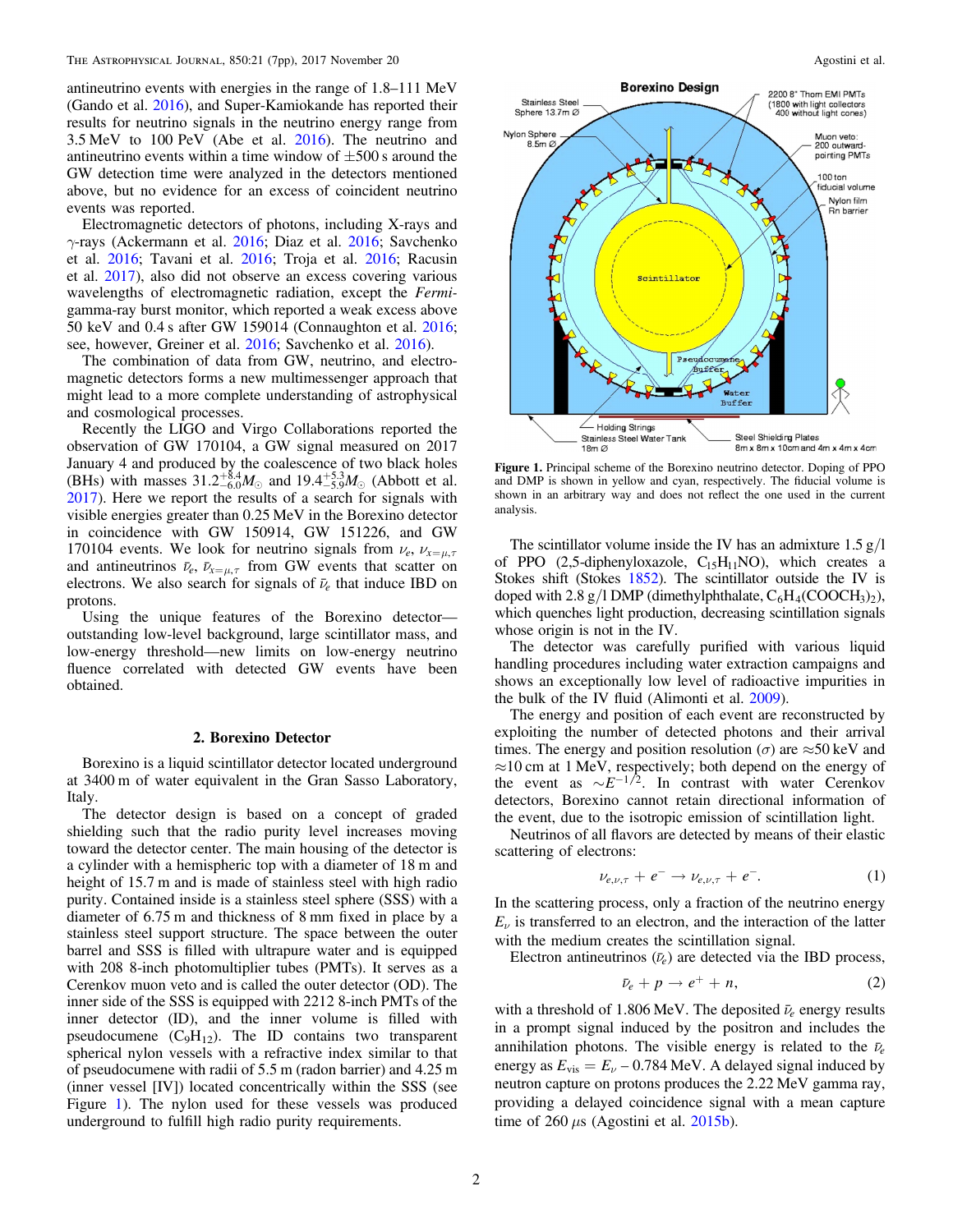antineutrino events with energies in the range of 1.8–111 MeV (Gando et al. 2016), and Super-Kamiokande has reported their results for neutrino signals in the neutrino energy range from 3.5 MeV to 100 PeV (Abe et al. 2016). The neutrino and antineutrino events within a time window of $\pm 500$ s around the GW detection time were analyzed in the detectors mentioned above, but no evidence for an excess of coincident neutrino events was reported.

Electromagnetic detectors of photons, including X-rays and $\gamma$-rays (Ackermann et al. 2016; Diaz et al. 2016; Savchenko et al. 2016; Tavani et al. 2016; Troja et al. 2016; Racusin et al. 2017), also did not observe an excess covering various wavelengths of electromagnetic radiation, except the *Fermi*-gamma-ray burst monitor, which reported a weak excess above 50 keV and 0.4 s after GW 159014 (Connaughton et al. 2016; see, however, Greiner et al. 2016; Savchenko et al. 2016).

The combination of data from GW, neutrino, and electromagnetic detectors forms a new multimessenger approach that might lead to a more complete understanding of astrophysical and cosmological processes.

Recently the LIGO and Virgo Collaborations reported the observation of GW 170104, a GW signal measured on 2017 January 4 and produced by the coalescence of two black holes (BHs) with masses $31.2^{+8.4}_{-6.0} M_{\odot}$ and $19.4^{+5.3}_{-5.9} M_{\odot}$ (Abbott et al. 2017). Here we report the results of a search for signals with visible energies greater than 0.25 MeV in the Borexino detector in coincidence with GW 150914, GW 151226, and GW 170104 events. We look for neutrino signals from $\nu_e$, $\nu_{x=\mu,\tau}$ and antineutrinos $\bar{\nu}_e$, $\bar{\nu}_{x=\mu,\tau}$ from GW events that scatter on electrons. We also search for signals of $\bar{\nu}_e$ that induce IBD on protons.

Using the unique features of the Borexino detector—outstanding low-level background, large scintillator mass, and low-energy threshold—new limits on low-energy neutrino fluence correlated with detected GW events have been obtained.

## 2. Borexino Detector

Borexino is a liquid scintillator detector located underground at 3400 m of water equivalent in the Gran Sasso Laboratory, Italy.

The detector design is based on a concept of graded shielding such that the radio purity level increases moving toward the detector center. The main housing of the detector is a cylinder with a hemispheric top with a diameter of 18 m and height of 15.7 m and is made of stainless steel with high radio purity. Contained inside is a stainless steel sphere (SSS) with a diameter of 6.75 m and thickness of 8 mm fixed in place by a stainless steel support structure. The space between the outer barrel and SSS is filled with ultrapure water and is equipped with 208 8-inch photomultiplier tubes (PMTs). It serves as a Cerenkov muon veto and is called the outer detector (OD). The inner side of the SSS is equipped with 2212 8-inch PMTs of the inner detector (ID), and the inner volume is filled with pseudocumene ($C_9H_{12}$). The ID contains two transparent spherical nylon vessels with a refractive index similar to that of pseudocumene with radii of 5.5 m (radon barrier) and 4.25 m (inner vessel [IV]) located concentrically within the SSS (see Figure 1). The nylon used for these vessels was produced underground to fulfill high radio purity requirements.

**Figure 1.** Principal scheme of the Borexino neutrino detector. Doping of PPO and DMP is shown in yellow and cyan, respectively. The fiducial volume is shown in an arbitrary way and does not reflect the one used in the current analysis.

The scintillator volume inside the IV has an admixture 1.5 g/l of PPO (2,5-diphenyloxazole, $C_{15}H_{11}NO$), which creates a Stokes shift (Stokes 1852). The scintillator outside the IV is doped with 2.8 g/l DMP (dimethylphthalate, $C_6H_4(COOCH_3)_2$), which quenches light production, decreasing scintillation signals whose origin is not in the IV.

The detector was carefully purified with various liquid handling procedures including water extraction campaigns and shows an exceptionally low level of radioactive impurities in the bulk of the IV fluid (Alimonti et al. 2009).

The energy and position of each event are reconstructed by exploiting the number of detected photons and their arrival times. The energy and position resolution ($\sigma$) are $\approx$50 keV and $\approx$10 cm at 1 MeV, respectively; both depend on the energy of the event as $\sim E^{-1/2}$. In contrast with water Cerenkov detectors, Borexino cannot retain directional information of the event, due to the isotropic emission of scintillation light.

Neutrinos of all flavors are detected by means of their elastic scattering of electrons:

$$\nu_{e,\nu,\tau} + e^- \rightarrow \nu_{e,\nu,\tau} + e^-. \tag{1}$$

In the scattering process, only a fraction of the neutrino energy $E_\nu$ is transferred to an electron, and the interaction of the latter with the medium creates the scintillation signal.

Electron antineutrinos ($\bar{\nu}_e$) are detected via the IBD process,

$$\bar{\nu}_e + p \rightarrow e^+ + n, \tag{2}$$

with a threshold of 1.806 MeV. The deposited $\bar{\nu}_e$ energy results in a prompt signal induced by the positron and includes the annihilation photons. The visible energy is related to the $\bar{\nu}_e$ energy as $E_{\rm vis} = E_\nu - 0.784$ MeV. A delayed signal induced by neutron capture on protons produces the 2.22 MeV gamma ray, providing a delayed coincidence signal with a mean capture time of 260 $\mu$s (Agostini et al. 2015b).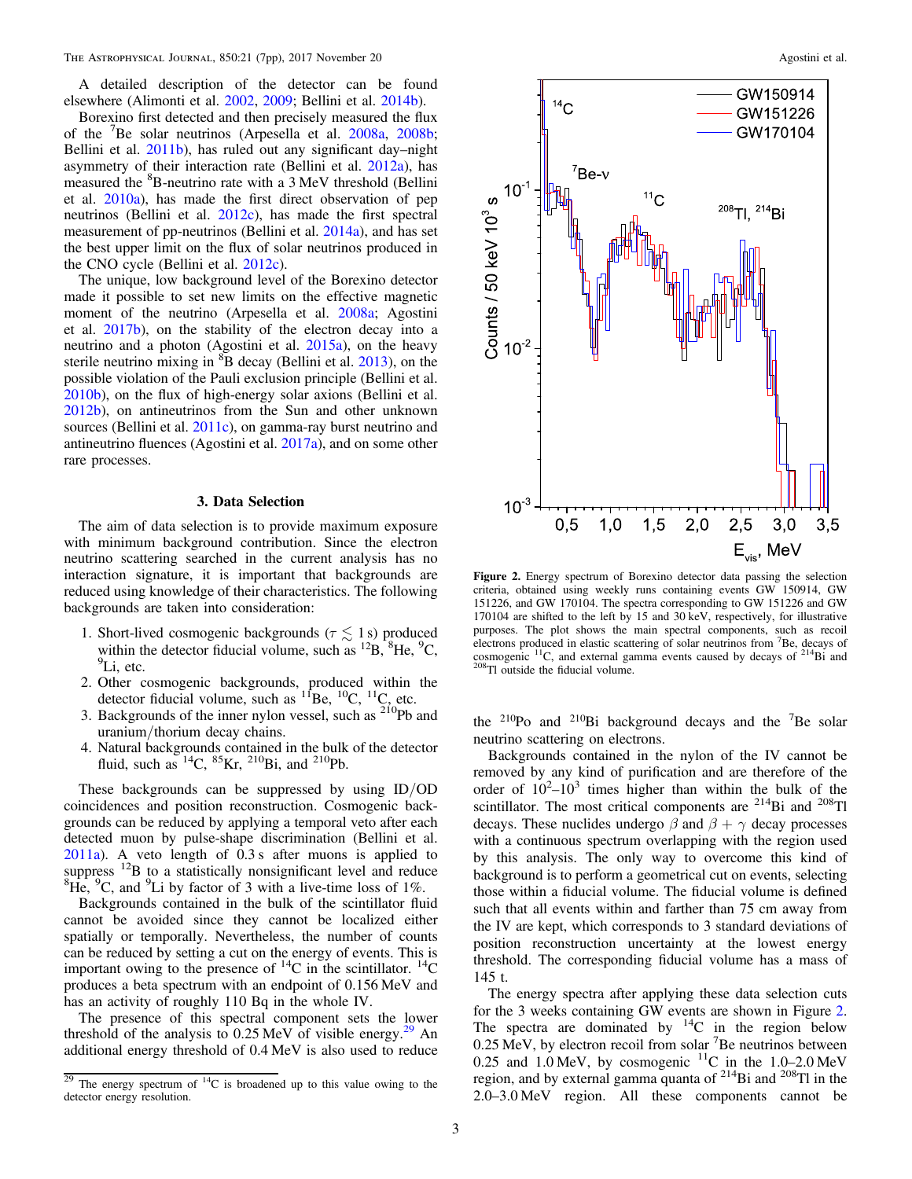A detailed description of the detector can be found elsewhere (Alimonti et al. 2002, 2009; Bellini et al. 2014b).

Borexino first detected and then precisely measured the flux of the $^{7}$Be solar neutrinos (Arpesella et al. 2008a, 2008b; Bellini et al. 2011b), has ruled out any significant day–night asymmetry of their interaction rate (Bellini et al. 2012a), has measured the $^{8}$B-neutrino rate with a 3 MeV threshold (Bellini et al. 2010a), has made the first direct observation of pep neutrinos (Bellini et al. 2012c), has made the first spectral measurement of pp-neutrinos (Bellini et al. 2014a), and has set the best upper limit on the flux of solar neutrinos produced in the CNO cycle (Bellini et al. 2012c).

The unique, low background level of the Borexino detector made it possible to set new limits on the effective magnetic moment of the neutrino (Arpesella et al. 2008a; Agostini et al. 2017b), on the stability of the electron decay into a neutrino and a photon (Agostini et al. 2015a), on the heavy sterile neutrino mixing in $^{8}$B decay (Bellini et al. 2013), on the possible violation of the Pauli exclusion principle (Bellini et al. 2010b), on the flux of high-energy solar axions (Bellini et al. 2012b), on antineutrinos from the Sun and other unknown sources (Bellini et al. 2011c), on gamma-ray burst neutrino and antineutrino fluences (Agostini et al. 2017a), and on some other rare processes.

## 3. Data Selection

The aim of data selection is to provide maximum exposure with minimum background contribution. Since the electron neutrino scattering searched in the current analysis has no interaction signature, it is important that backgrounds are reduced using knowledge of their characteristics. The following backgrounds are taken into consideration:

1. Short-lived cosmogenic backgrounds ($\tau \lesssim 1$ s) produced within the detector fiducial volume, such as $^{12}$B, $^{8}$He, $^{9}$C, $^{9}$Li, etc.
2. Other cosmogenic backgrounds, produced within the detector fiducial volume, such as $^{11}$Be, $^{10}$C, $^{11}$C, etc.
3. Backgrounds of the inner nylon vessel, such as $^{210}$Pb and uranium/thorium decay chains.
4. Natural backgrounds contained in the bulk of the detector fluid, such as $^{14}$C, $^{85}$Kr, $^{210}$Bi, and $^{210}$Pb.

These backgrounds can be suppressed by using ID/OD coincidences and position reconstruction. Cosmogenic backgrounds can be reduced by applying a temporal veto after each detected muon by pulse-shape discrimination (Bellini et al. 2011a). A veto length of 0.3 s after muons is applied to suppress $^{12}$B to a statistically nonsignificant level and reduce $^{8}$He, $^{9}$C, and $^{9}$Li by factor of 3 with a live-time loss of 1%.

Backgrounds contained in the bulk of the scintillator fluid cannot be avoided since they cannot be localized either spatially or temporally. Nevertheless, the number of counts can be reduced by setting a cut on the energy of events. This is important owing to the presence of $^{14}$C in the scintillator. $^{14}$C produces a beta spectrum with an endpoint of 0.156 MeV and has an activity of roughly 110 Bq in the whole IV.

The presence of this spectral component sets the lower threshold of the analysis to 0.25 MeV of visible energy.[29] An additional energy threshold of 0.4 MeV is also used to reduce the $^{210}$Po and $^{210}$Bi background decays and the $^{7}$Be solar neutrino scattering on electrons.

Backgrounds contained in the nylon of the IV cannot be removed by any kind of purification and are therefore of the order of $10^{2}$–$10^{3}$ times higher than within the bulk of the scintillator. The most critical components are $^{214}$Bi and $^{208}$Tl decays. These nuclides undergo $\beta$ and $\beta + \gamma$ decay processes with a continuous spectrum overlapping with the region used by this analysis. The only way to overcome this kind of background is to perform a geometrical cut on events, selecting those within a fiducial volume. The fiducial volume is defined such that all events within and farther than 75 cm away from the IV are kept, which corresponds to 3 standard deviations of position reconstruction uncertainty at the lowest energy threshold. The corresponding fiducial volume has a mass of 145 t.

The energy spectra after applying these data selection cuts for the 3 weeks containing GW events are shown in Figure 2. The spectra are dominated by $^{14}$C in the region below 0.25 MeV, by electron recoil from solar $^{7}$Be neutrinos between 0.25 and 1.0 MeV, by cosmogenic $^{11}$C in the 1.0–2.0 MeV region, and by external gamma quanta of $^{214}$Bi and $^{208}$Tl in the 2.0–3.0 MeV region. All these components cannot be

**Figure 2.** Energy spectrum of Borexino detector data passing the selection criteria, obtained using weekly runs containing events GW 150914, GW 151226, and GW 170104. The spectra corresponding to GW 151226 and GW 170104 are shifted to the left by 15 and 30 keV, respectively, for illustrative purposes. The plot shows the main spectral components, such as recoil electrons produced in elastic scattering of solar neutrinos from $^{7}$Be, decays of cosmogenic $^{11}$C, and external gamma events caused by decays of $^{214}$Bi and $^{208}$Tl outside the fiducial volume.

[29] The energy spectrum of $^{14}$C is broadened up to this value owing to the detector energy resolution.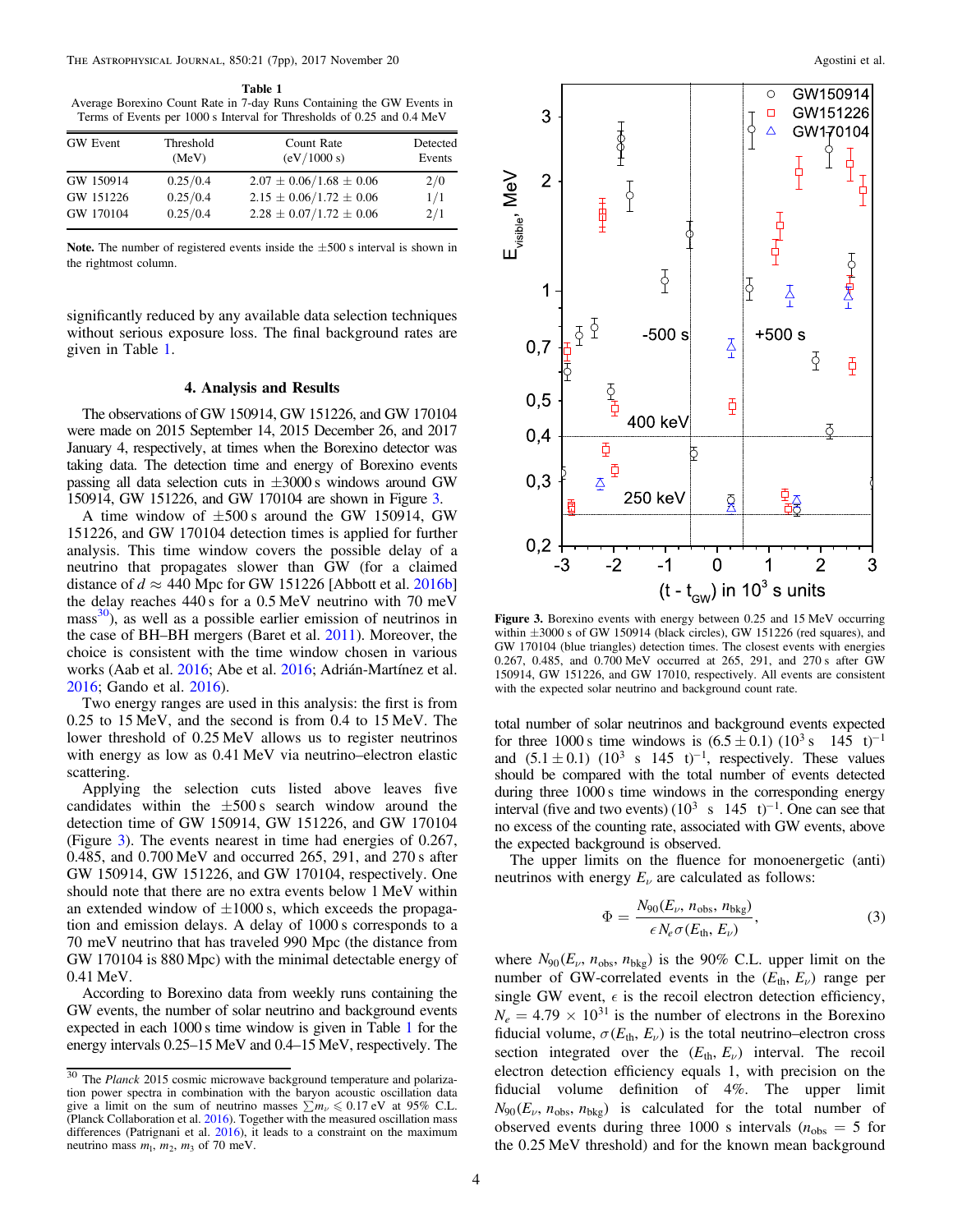**Table 1**
Average Borexino Count Rate in 7-day Runs Containing the GW Events in Terms of Events per 1000 s Interval for Thresholds of 0.25 and 0.4 MeV

| GW Event | Threshold (MeV) | Count Rate (eV/1000 s) | Detected Events |
|---|---|---|---|
| GW 150914 | 0.25/0.4 | 2.07 ± 0.06/1.68 ± 0.06 | 2/0 |
| GW 151226 | 0.25/0.4 | 2.15 ± 0.06/1.72 ± 0.06 | 1/1 |
| GW 170104 | 0.25/0.4 | 2.28 ± 0.07/1.72 ± 0.06 | 2/1 |

**Note.** The number of registered events inside the ±500 s interval is shown in the rightmost column.

significantly reduced by any available data selection techniques without serious exposure loss. The final background rates are given in Table 1.

## 4. Analysis and Results

The observations of GW 150914, GW 151226, and GW 170104 were made on 2015 September 14, 2015 December 26, and 2017 January 4, respectively, at times when the Borexino detector was taking data. The detection time and energy of Borexino events passing all data selection cuts in ±3000 s windows around GW 150914, GW 151226, and GW 170104 are shown in Figure 3.

A time window of ±500 s around the GW 150914, GW 151226, and GW 170104 detection times is applied for further analysis. This time window covers the possible delay of a neutrino that propagates slower than GW (for a claimed distance of $d \approx 440$ Mpc for GW 151226 [Abbott et al. 2016b] the delay reaches 440 s for a 0.5 MeV neutrino with 70 meV mass[30]), as well as a possible earlier emission of neutrinos in the case of BH–BH mergers (Baret et al. 2011). Moreover, the choice is consistent with the time window chosen in various works (Aab et al. 2016; Abe et al. 2016; Adrián-Martínez et al. 2016; Gando et al. 2016).

Two energy ranges are used in this analysis: the first is from 0.25 to 15 MeV, and the second is from 0.4 to 15 MeV. The lower threshold of 0.25 MeV allows us to register neutrinos with energy as low as 0.41 MeV via neutrino–electron elastic scattering.

Applying the selection cuts listed above leaves five candidates within the ±500 s search window around the detection time of GW 150914, GW 151226, and GW 170104 (Figure 3). The events nearest in time had energies of 0.267, 0.485, and 0.700 MeV and occurred 265, 291, and 270 s after GW 150914, GW 151226, and GW 170104, respectively. One should note that there are no extra events below 1 MeV within an extended window of ±1000 s, which exceeds the propagation and emission delays. A delay of 1000 s corresponds to a 70 meV neutrino that has traveled 990 Mpc (the distance from GW 170104 is 880 Mpc) with the minimal detectable energy of 0.41 MeV.

According to Borexino data from weekly runs containing the GW events, the number of solar neutrino and background events expected in each 1000 s time window is given in Table 1 for the energy intervals 0.25–15 MeV and 0.4–15 MeV, respectively. The total number of solar neutrinos and background events expected for three 1000 s time windows is $(6.5 \pm 0.1)$ $(10^3$ s 145 t$)^{-1}$ and $(5.1 \pm 0.1)$ $(10^3$ s 145 t$)^{-1}$, respectively. These values should be compared with the total number of events detected during three 1000 s time windows in the corresponding energy interval (five and two events) $(10^3$ s 145 t$)^{-1}$. One can see that no excess of the counting rate, associated with GW events, above the expected background is observed.

Figure 3. Borexino events with energy between 0.25 and 15 MeV occurring within ±3000 s of GW 150914 (black circles), GW 151226 (red squares), and GW 170104 (blue triangles) detection times. The closest events with energies 0.267, 0.485, and 0.700 MeV occurred at 265, 291, and 270 s after GW 150914, GW 151226, and GW 17010, respectively. All events are consistent with the expected solar neutrino and background count rate.

The upper limits on the fluence for monoenergetic (anti) neutrinos with energy $E_\nu$ are calculated as follows:

$$\Phi = \frac{N_{90}(E_\nu, n_{\rm obs}, n_{\rm bkg})}{\epsilon N_e \sigma(E_{\rm th}, E_\nu)}, \tag{3}$$

where $N_{90}(E_\nu, n_{\rm obs}, n_{\rm bkg})$ is the 90% C.L. upper limit on the number of GW-correlated events in the $(E_{\rm th}, E_\nu)$ range per single GW event, $\epsilon$ is the recoil electron detection efficiency, $N_e = 4.79 \times 10^{31}$ is the number of electrons in the Borexino fiducial volume, $\sigma(E_{\rm th}, E_\nu)$ is the total neutrino–electron cross section integrated over the $(E_{\rm th}, E_\nu)$ interval. The recoil electron detection efficiency equals 1, with precision on the fiducial volume definition of 4%. The upper limit $N_{90}(E_\nu, n_{\rm obs}, n_{\rm bkg})$ is calculated for the total number of observed events during three 1000 s intervals ($n_{\rm obs} = 5$ for the 0.25 MeV threshold) and for the known mean background

---

[30] The *Planck* 2015 cosmic microwave background temperature and polarization power spectra in combination with the baryon acoustic oscillation data give a limit on the sum of neutrino masses $\sum m_\nu \leqslant 0.17$ eV at 95% C.L. (Planck Collaboration et al. 2016). Together with the measured oscillation mass differences (Patrignani et al. 2016), it leads to a constraint on the maximum neutrino mass $m_1$, $m_2$, $m_3$ of 70 meV.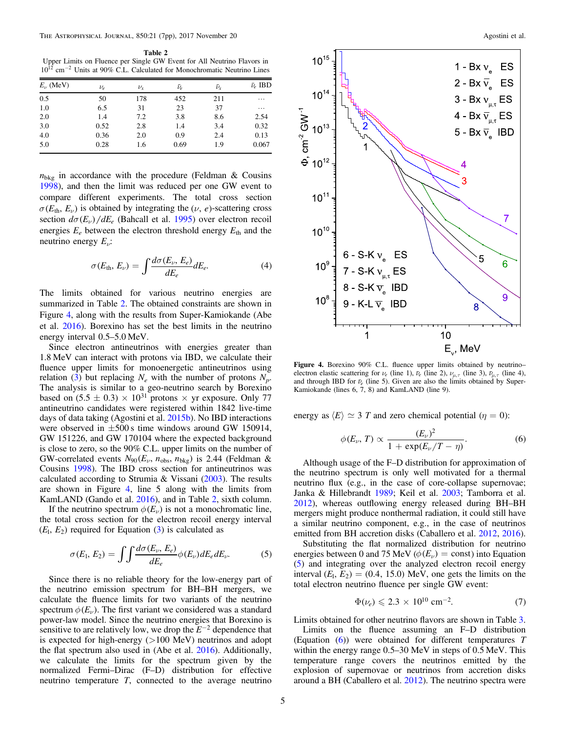**Table 2**
Upper Limits on Fluence per Single GW Event for All Neutrino Flavors in $10^{12}$ cm$^{-2}$ Units at 90% C.L. Calculated for Monochromatic Neutrino Lines

| $E_\nu$ (MeV) | $\nu_e$ | $\nu_x$ | $\bar{\nu}_e$ | $\bar{\nu}_x$ | $\bar{\nu}_e$ IBD |
|---|---|---|---|---|---|
| 0.5 | 50 | 178 | 452 | 211 | … |
| 1.0 | 6.5 | 31 | 23 | 37 | … |
| 2.0 | 1.4 | 7.2 | 3.8 | 8.6 | 2.54 |
| 3.0 | 0.52 | 2.8 | 1.4 | 3.4 | 0.32 |
| 4.0 | 0.36 | 2.0 | 0.9 | 2.4 | 0.13 |
| 5.0 | 0.28 | 1.6 | 0.69 | 1.9 | 0.067 |

$n_{\text{bkg}}$ in accordance with the procedure (Feldman & Cousins 1998), and then the limit was reduced per one GW event to compare different experiments. The total cross section $\sigma(E_{\text{th}}, E_\nu)$ is obtained by integrating the ($\nu$, $e$)-scattering cross section $d\sigma(E_\nu)/dE_e$ (Bahcall et al. 1995) over electron recoil energies $E_e$ between the electron threshold energy $E_{\text{th}}$ and the neutrino energy $E_\nu$:

$$\sigma(E_{\text{th}}, E_\nu) = \int \frac{d\sigma(E_\nu, E_e)}{dE_e} dE_e. \tag{4}$$

The limits obtained for various neutrino energies are summarized in Table 2. The obtained constraints are shown in Figure 4, along with the results from Super-Kamiokande (Abe et al. 2016). Borexino has set the best limits in the neutrino energy interval 0.5–5.0 MeV.

Since electron antineutrinos with energies greater than 1.8 MeV can interact with protons via IBD, we calculate their fluence upper limits for monoenergetic antineutrinos using relation (3) but replacing $N_e$ with the number of protons $N_p$. The analysis is similar to a geo-neutrino search by Borexino based on $(5.5 \pm 0.3) \times 10^{31}$ protons × yr exposure. Only 77 antineutrino candidates were registered within 1842 live-time days of data taking (Agostini et al. 2015b). No IBD interactions were observed in ±500 s time windows around GW 150914, GW 151226, and GW 170104 where the expected background is close to zero, so the 90% C.L. upper limits on the number of GW-correlated events $N_{90}(E_\nu, n_{\text{obs}}, n_{\text{bkg}})$ is 2.44 (Feldman & Cousins 1998). The IBD cross section for antineutrinos was calculated according to Strumia & Vissani (2003). The results are shown in Figure 4, line 5 along with the limits from KamLAND (Gando et al. 2016), and in Table 2, sixth column.

If the neutrino spectrum $\phi(E_\nu)$ is not a monochromatic line, the total cross section for the electron recoil energy interval $(E_{\text{l}}, E_2)$ required for Equation (3) is calculated as

$$\sigma(E_1, E_2) = \int\int \frac{d\sigma(E_\nu, E_e)}{dE_e} \phi(E_\nu) dE_e dE_\nu. \tag{5}$$

Since there is no reliable theory for the low-energy part of the neutrino emission spectrum for BH–BH mergers, we calculate the fluence limits for two variants of the neutrino spectrum $\phi(E_\nu)$. The first variant we considered was a standard power-law model. Since the neutrino energies that Borexino is sensitive to are relatively low, we drop the $E^{-2}$ dependence that is expected for high-energy (>100 MeV) neutrinos and adopt the flat spectrum also used in (Abe et al. 2016). Additionally, we calculate the limits for the spectrum given by the normalized Fermi–Dirac (F–D) distribution for effective neutrino temperature $T$, connected to the average neutrino energy as $\langle E\rangle \simeq 3\,T$ and zero chemical potential ($\eta = 0$):

$$\phi(E_\nu, T) \propto \frac{(E_\nu)^2}{1 + \exp(E_\nu/T - \eta)}. \tag{6}$$

Although usage of the F–D distribution for approximation of the neutrino spectrum is only well motivated for a thermal neutrino flux (e.g., in the case of core-collapse supernovae; Janka & Hillebrandt 1989; Keil et al. 2003; Tamborra et al. 2012), whereas outflowing energy released during BH–BH mergers might produce nonthermal radiation, it could still have a similar neutrino component, e.g., in the case of neutrinos emitted from BH accretion disks (Caballero et al. 2012, 2016).

Substituting the flat normalized distribution for neutrino energies between 0 and 75 MeV ($\phi(E_\nu) = $ const) into Equation (5) and integrating over the analyzed electron recoil energy interval $(E_{\text{l}}, E_2) = (0.4, 15.0)$ MeV, one gets the limits on the total electron neutrino fluence per single GW event:

$$\Phi(\nu_e) \leqslant 2.3 \times 10^{10}\ \text{cm}^{-2}. \tag{7}$$

Limits obtained for other neutrino flavors are shown in Table 3.

Limits on the fluence assuming an F–D distribution (Equation (6)) were obtained for different temperatures $T$ within the energy range 0.5–30 MeV in steps of 0.5 MeV. This temperature range covers the neutrinos emitted by the explosion of supernovae or neutrinos from accretion disks around a BH (Caballero et al. 2012). The neutrino spectra were

**Figure 4.** Borexino 90% C.L. fluence upper limits obtained by neutrino–electron elastic scattering for $\nu_e$ (line 1), $\bar{\nu}_e$ (line 2), $\nu_{\mu,\tau}$ (line 3), $\bar{\nu}_{\mu,\tau}$ (line 4), and through IBD for $\bar{\nu}_e$ (line 5). Given are also the limits obtained by Super-Kamiokande (lines 6, 7, 8) and KamLAND (line 9).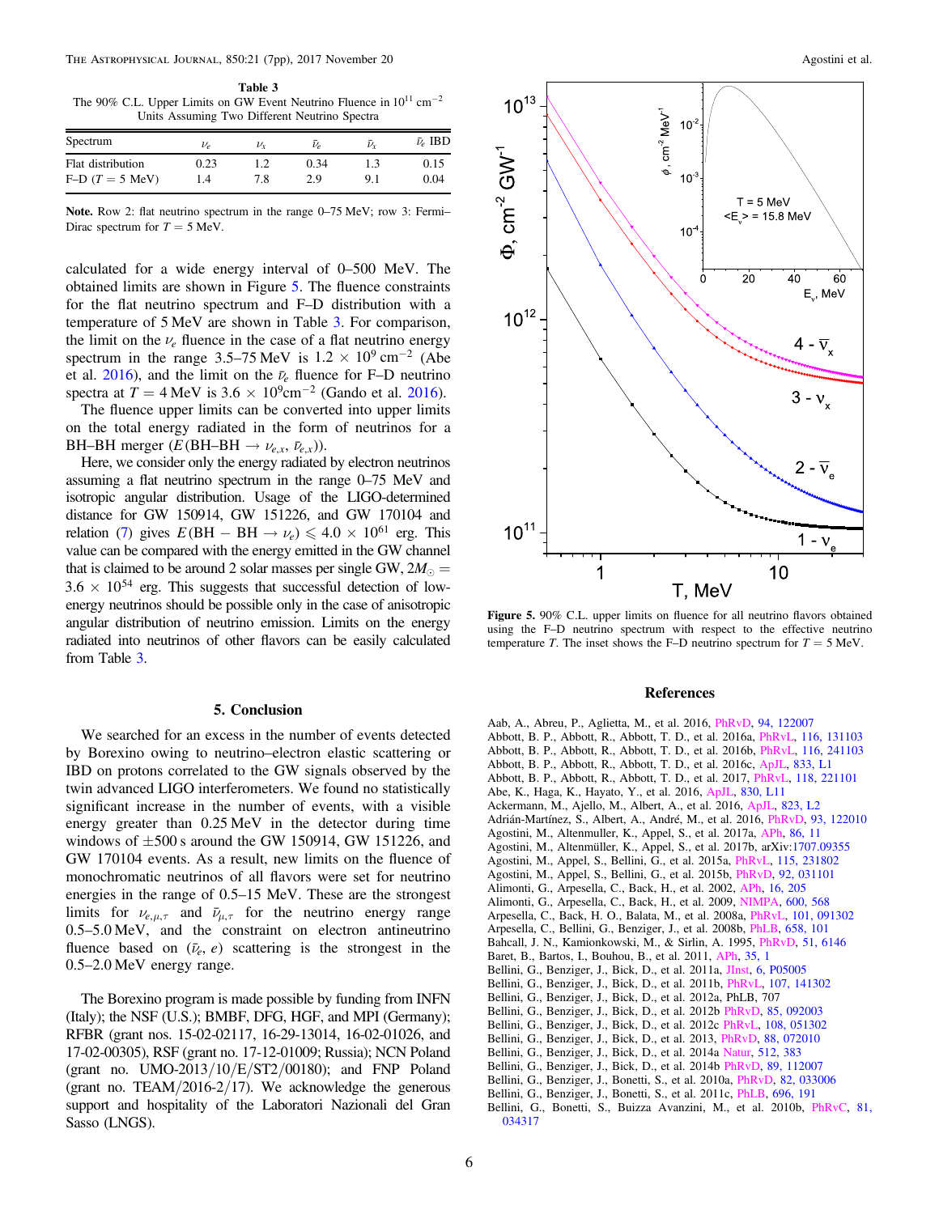**Table 3**
The 90% C.L. Upper Limits on GW Event Neutrino Fluence in $10^{11}$ cm$^{-2}$ Units Assuming Two Different Neutrino Spectra

| Spectrum | $\nu_e$ | $\nu_x$ | $\bar{\nu}_e$ | $\bar{\nu}_x$ | $\bar{\nu}_e$ IBD |
|---|---|---|---|---|---|
| Flat distribution | 0.23 | 1.2 | 0.34 | 1.3 | 0.15 |
| F–D ($T = 5$ MeV) | 1.4 | 7.8 | 2.9 | 9.1 | 0.04 |

**Note.** Row 2: flat neutrino spectrum in the range 0–75 MeV; row 3: Fermi–Dirac spectrum for $T = 5$ MeV.

calculated for a wide energy interval of 0–500 MeV. The obtained limits are shown in Figure 5. The fluence constraints for the flat neutrino spectrum and F–D distribution with a temperature of 5 MeV are shown in Table 3. For comparison, the limit on the $\nu_e$ fluence in the case of a flat neutrino energy spectrum in the range 3.5–75 MeV is $1.2 \times 10^9$ cm$^{-2}$ (Abe et al. 2016), and the limit on the $\bar{\nu}_e$ fluence for F–D neutrino spectra at $T = 4$ MeV is $3.6 \times 10^9$cm$^{-2}$ (Gando et al. 2016).

The fluence upper limits can be converted into upper limits on the total energy radiated in the form of neutrinos for a BH–BH merger ($E(\text{BH–BH} \to \nu_{e,x}, \bar{\nu}_{e,x})$).

Here, we consider only the energy radiated by electron neutrinos assuming a flat neutrino spectrum in the range 0–75 MeV and isotropic angular distribution. Usage of the LIGO-determined distance for GW 150914, GW 151226, and GW 170104 and relation (7) gives $E(\text{BH} - \text{BH} \to \nu_e) \leqslant 4.0 \times 10^{61}$ erg. This value can be compared with the energy emitted in the GW channel that is claimed to be around 2 solar masses per single GW, $2M_\odot = 3.6 \times 10^{54}$ erg. This suggests that successful detection of low-energy neutrinos should be possible only in the case of anisotropic angular distribution of neutrino emission. Limits on the energy radiated into neutrinos of other flavors can be easily calculated from Table 3.

## 5. Conclusion

We searched for an excess in the number of events detected by Borexino owing to neutrino–electron elastic scattering or IBD on protons correlated to the GW signals observed by the twin advanced LIGO interferometers. We found no statistically significant increase in the number of events, with a visible energy greater than 0.25 MeV in the detector during time windows of $\pm 500$ s around the GW 150914, GW 151226, and GW 170104 events. As a result, new limits on the fluence of monochromatic neutrinos of all flavors were set for neutrino energies in the range of 0.5–15 MeV. These are the strongest limits for $\nu_{e,\mu,\tau}$ and $\bar{\nu}_{\mu,\tau}$ for the neutrino energy range 0.5–5.0 MeV, and the constraint on electron antineutrino fluence based on $(\bar{\nu}_e, e)$ scattering is the strongest in the 0.5–2.0 MeV energy range.

The Borexino program is made possible by funding from INFN (Italy); the NSF (U.S.); BMBF, DFG, HGF, and MPI (Germany); RFBR (grant nos. 15-02-02117, 16-29-13014, 16-02-01026, and 17-02-00305), RSF (grant no. 17-12-01009; Russia); NCN Poland (grant no. UMO-2013/10/E/ST2/00180); and FNP Poland (grant no. TEAM/2016-2/17). We acknowledge the generous support and hospitality of the Laboratori Nazionali del Gran Sasso (LNGS).

Figure 5. 90% C.L. upper limits on fluence for all neutrino flavors obtained using the F–D neutrino spectrum with respect to the effective neutrino temperature T. The inset shows the F–D neutrino spectrum for $T = 5$ MeV.

## References

Aab, A., Abreu, P., Aglietta, M., et al. 2016, PhRvD, 94, 122007
Abbott, B. P., Abbott, R., Abbott, T. D., et al. 2016a, PhRvL, 116, 131103
Abbott, B. P., Abbott, R., Abbott, T. D., et al. 2016b, PhRvL, 116, 241103
Abbott, B. P., Abbott, R., Abbott, T. D., et al. 2016c, ApJL, 833, L1
Abbott, B. P., Abbott, R., Abbott, T. D., et al. 2017, PhRvL, 118, 221101
Abe, K., Haga, K., Hayato, Y., et al. 2016, ApJL, 830, L11
Ackermann, M., Ajello, M., Albert, A., et al. 2016, ApJL, 823, L2
Adrián-Martínez, S., Albert, A., André, M., et al. 2016, PhRvD, 93, 122010
Agostini, M., Altenmuller, K., Appel, S., et al. 2017a, APh, 86, 11
Agostini, M., Altenmüller, K., Appel, S., et al. 2017b, arXiv:1707.09355
Agostini, M., Appel, S., Bellini, G., et al. 2015a, PhRvL, 115, 231802
Agostini, M., Appel, S., Bellini, G., et al. 2015b, PhRvD, 92, 031101
Alimonti, G., Arpesella, C., Back, H., et al. 2002, APh, 16, 205
Alimonti, G., Arpesella, C., Back, H., et al. 2009, NIMPA, 600, 568
Arpesella, C., Back, H. O., Balata, M., et al. 2008a, PhRvL, 101, 091302
Arpesella, C., Bellini, G., Benziger, J., et al. 2008b, PhLB, 658, 101
Bahcall, J. N., Kamionkowski, M., & Sirlin, A. 1995, PhRvD, 51, 6146
Baret, B., Bartos, I., Bouhou, B., et al. 2011, APh, 35, 1
Bellini, G., Benziger, J., Bick, D., et al. 2011a, JInst, 6, P05005
Bellini, G., Benziger, J., Bick, D., et al. 2011b, PhRvL, 107, 141302
Bellini, G., Benziger, J., Bick, D., et al. 2012a, PhLB, 707
Bellini, G., Benziger, J., Bick, D., et al. 2012b PhRvD, 85, 092003
Bellini, G., Benziger, J., Bick, D., et al. 2012c PhRvL, 108, 051302
Bellini, G., Benziger, J., Bick, D., et al. 2013, PhRvD, 88, 072010
Bellini, G., Benziger, J., Bick, D., et al. 2014a Natur, 512, 383
Bellini, G., Benziger, J., Bick, D., et al. 2014b PhRvD, 89, 112007
Bellini, G., Benziger, J., Bonetti, S., et al. 2010a, PhRvD, 82, 033006
Bellini, G., Benziger, J., Bonetti, S., et al. 2011c, PhLB, 696, 191
Bellini, G., Bonetti, S., Buizza Avanzini, M., et al. 2010b, PhRvC, 81, 034317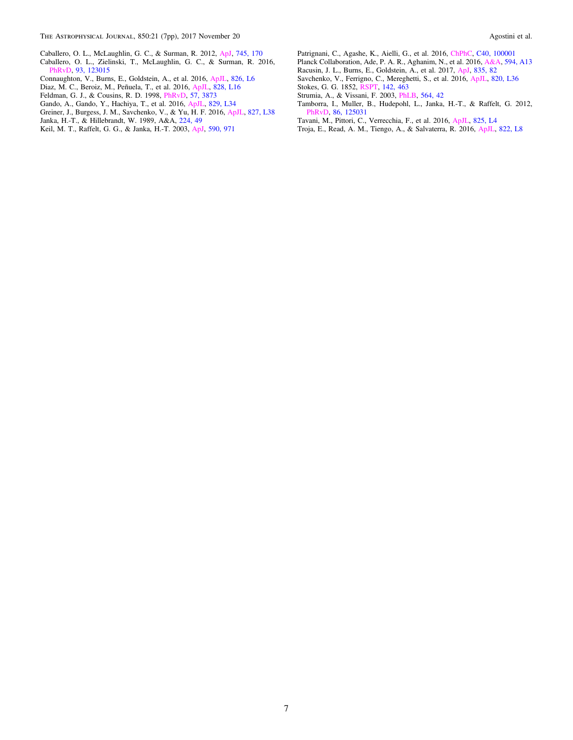Caballero, O. L., McLaughlin, G. C., & Surman, R. 2012, ApJ, 745, 170

Caballero, O. L., Zielinski, T., McLaughlin, G. C., & Surman, R. 2016, PhRvD, 93, 123015

Connaughton, V., Burns, E., Goldstein, A., et al. 2016, ApJL, 826, L6

Diaz, M. C., Beroiz, M., Peñuela, T., et al. 2016, ApJL, 828, L16

Feldman, G. J., & Cousins, R. D. 1998, PhRvD, 57, 3873

Gando, A., Gando, Y., Hachiya, T., et al. 2016, ApJL, 829, L34

Greiner, J., Burgess, J. M., Savchenko, V., & Yu, H. F. 2016, ApJL, 827, L38

Janka, H.-T., & Hillebrandt, W. 1989, A&A, 224, 49

Keil, M. T., Raffelt, G. G., & Janka, H.-T. 2003, ApJ, 590, 971

Patrignani, C., Agashe, K., Aielli, G., et al. 2016, ChPhC, C40, 100001

Planck Collaboration, Ade, P. A. R., Aghanim, N., et al. 2016, A&A, 594, A13

Racusin, J. L., Burns, E., Goldstein, A., et al. 2017, ApJ, 835, 82

Savchenko, V., Ferrigno, C., Mereghetti, S., et al. 2016, ApJL, 820, L36

Stokes, G. G. 1852, RSPT, 142, 463

Strumia, A., & Vissani, F. 2003, PhLB, 564, 42

Tamborra, I., Muller, B., Hudepohl, L., Janka, H.-T., & Raffelt, G. 2012, PhRvD, 86, 125031

Tavani, M., Pittori, C., Verrecchia, F., et al. 2016, ApJL, 825, L4

Troja, E., Read, A. M., Tiengo, A., & Salvaterra, R. 2016, ApJL, 822, L8